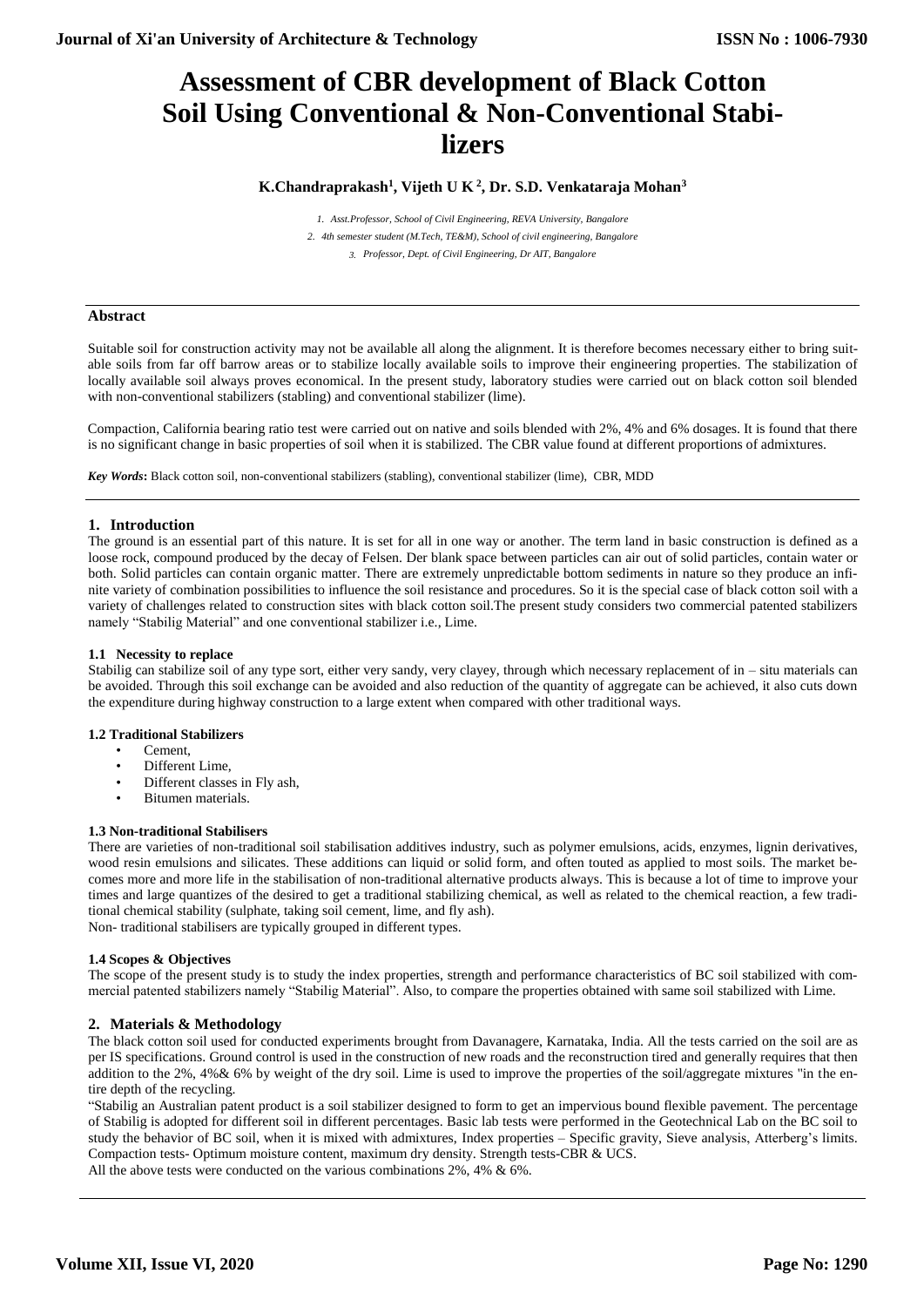# Assessment of CBR development of Black Cotton Soil Using Conventional & Non-Conventional Stabilizers

**K.Chandraprakash[1], Vijeth U K[2], Dr. S.D. Venkataraja Mohan[3]**

*1. Asst.Professor, School of Civil Engineering, REVA University, Bangalore*

*2. 4th semester student (M.Tech, TE&M), School of civil engineering, Bangalore*

*3. Professor, Dept. of Civil Engineering, Dr AIT, Bangalore*

## Abstract

Suitable soil for construction activity may not be available all along the alignment. It is therefore becomes necessary either to bring suitable soils from far off barrow areas or to stabilize locally available soils to improve their engineering properties. The stabilization of locally available soil always proves economical. In the present study, laboratory studies were carried out on black cotton soil blended with non-conventional stabilizers (stabling) and conventional stabilizer (lime).

Compaction, California bearing ratio test were carried out on native and soils blended with 2%, 4% and 6% dosages. It is found that there is no significant change in basic properties of soil when it is stabilized. The CBR value found at different proportions of admixtures.

***Key Words*:** Black cotton soil, non-conventional stabilizers (stabling), conventional stabilizer (lime), CBR, MDD

## 1. Introduction

The ground is an essential part of this nature. It is set for all in one way or another. The term land in basic construction is defined as a loose rock, compound produced by the decay of Felsen. Der blank space between particles can air out of solid particles, contain water or both. Solid particles can contain organic matter. There are extremely unpredictable bottom sediments in nature so they produce an infinite variety of combination possibilities to influence the soil resistance and procedures. So it is the special case of black cotton soil with a variety of challenges related to construction sites with black cotton soil.The present study considers two commercial patented stabilizers namely "Stabilig Material" and one conventional stabilizer i.e., Lime.

### 1.1 Necessity to replace

Stabilig can stabilize soil of any type sort, either very sandy, very clayey, through which necessary replacement of in – situ materials can be avoided. Through this soil exchange can be avoided and also reduction of the quantity of aggregate can be achieved, it also cuts down the expenditure during highway construction to a large extent when compared with other traditional ways.

### 1.2 Traditional Stabilizers

- Cement,
- Different Lime,
- Different classes in Fly ash,
- Bitumen materials.

### 1.3 Non-traditional Stabilisers

There are varieties of non-traditional soil stabilisation additives industry, such as polymer emulsions, acids, enzymes, lignin derivatives, wood resin emulsions and silicates. These additions can liquid or solid form, and often touted as applied to most soils. The market becomes more and more life in the stabilisation of non-traditional alternative products always. This is because a lot of time to improve your times and large quantizes of the desired to get a traditional stabilizing chemical, as well as related to the chemical reaction, a few traditional chemical stability (sulphate, taking soil cement, lime, and fly ash).

Non- traditional stabilisers are typically grouped in different types.

### 1.4 Scopes & Objectives

The scope of the present study is to study the index properties, strength and performance characteristics of BC soil stabilized with commercial patented stabilizers namely "Stabilig Material". Also, to compare the properties obtained with same soil stabilized with Lime.

## 2. Materials & Methodology

The black cotton soil used for conducted experiments brought from Davanagere, Karnataka, India. All the tests carried on the soil are as per IS specifications. Ground control is used in the construction of new roads and the reconstruction tired and generally requires that then addition to the 2%, 4%& 6% by weight of the dry soil. Lime is used to improve the properties of the soil/aggregate mixtures "in the entire depth of the recycling.

"Stabilig an Australian patent product is a soil stabilizer designed to form to get an impervious bound flexible pavement. The percentage of Stabilig is adopted for different soil in different percentages. Basic lab tests were performed in the Geotechnical Lab on the BC soil to study the behavior of BC soil, when it is mixed with admixtures, Index properties – Specific gravity, Sieve analysis, Atterberg's limits. Compaction tests- Optimum moisture content, maximum dry density. Strength tests-CBR & UCS.

All the above tests were conducted on the various combinations 2%, 4% & 6%.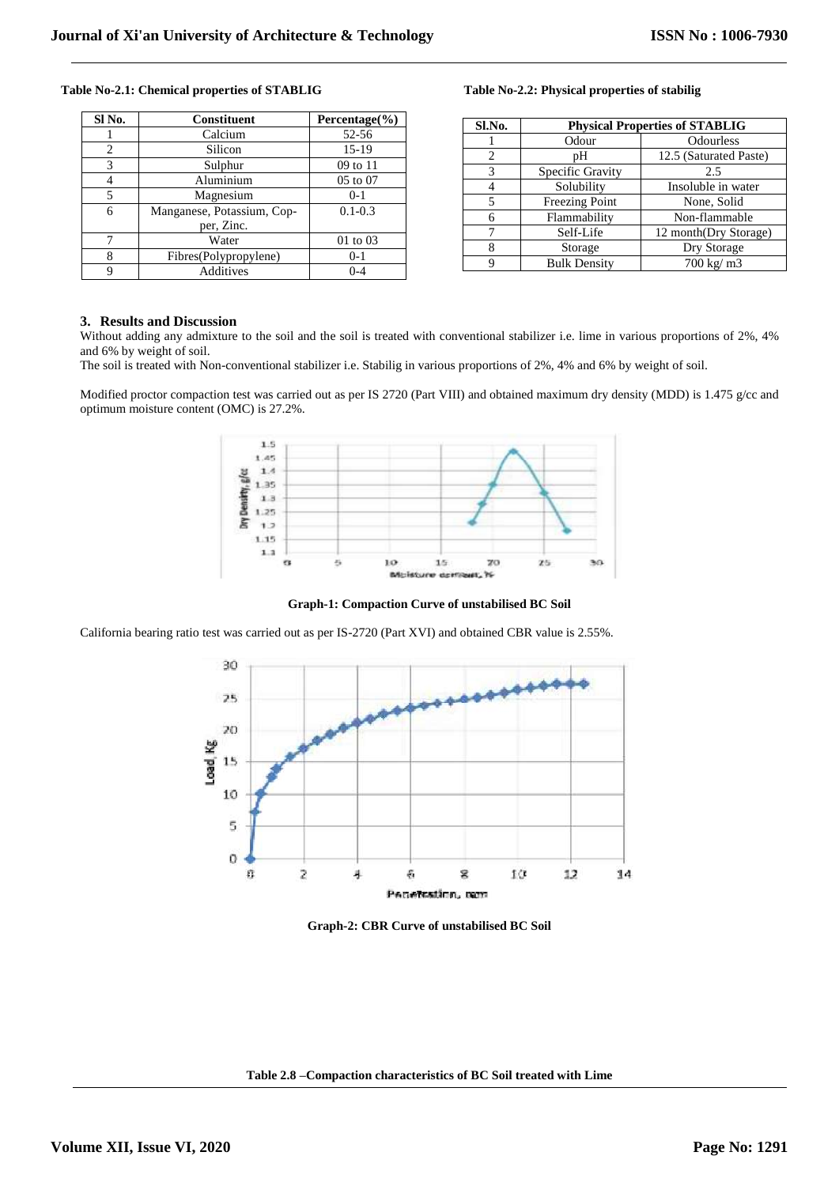**Table No-2.1: Chemical properties of STABLIG**

| Sl No. | Constituent | Percentage(%) |
|---|---|---|
| 1 | Calcium | 52-56 |
| 2 | Silicon | 15-19 |
| 3 | Sulphur | 09 to 11 |
| 4 | Aluminium | 05 to 07 |
| 5 | Magnesium | 0-1 |
| 6 | Manganese, Potassium, Copper, Zinc. | 0.1-0.3 |
| 7 | Water | 01 to 03 |
| 8 | Fibres(Polypropylene) | 0-1 |
| 9 | Additives | 0-4 |

**Table No-2.2: Physical properties of stabilig**

| Sl.No. | Physical Properties of STABLIG | |
|---|---|---|
| 1 | Odour | Odourless |
| 2 | pH | 12.5 (Saturated Paste) |
| 3 | Specific Gravity | 2.5 |
| 4 | Solubility | Insoluble in water |
| 5 | Freezing Point | None, Solid |
| 6 | Flammability | Non-flammable |
| 7 | Self-Life | 12 month(Dry Storage) |
| 8 | Storage | Dry Storage |
| 9 | Bulk Density | 700 kg/ m3 |

## 3. Results and Discussion

Without adding any admixture to the soil and the soil is treated with conventional stabilizer i.e. lime in various proportions of 2%, 4% and 6% by weight of soil.

The soil is treated with Non-conventional stabilizer i.e. Stabilig in various proportions of 2%, 4% and 6% by weight of soil.

Modified proctor compaction test was carried out as per IS 2720 (Part VIII) and obtained maximum dry density (MDD) is 1.475 g/cc and optimum moisture content (OMC) is 27.2%.

**Graph-1: Compaction Curve of unstabilised BC Soil**

California bearing ratio test was carried out as per IS-2720 (Part XVI) and obtained CBR value is 2.55%.

**Graph-2: CBR Curve of unstabilised BC Soil**

**Table 2.8 –Compaction characteristics of BC Soil treated with Lime**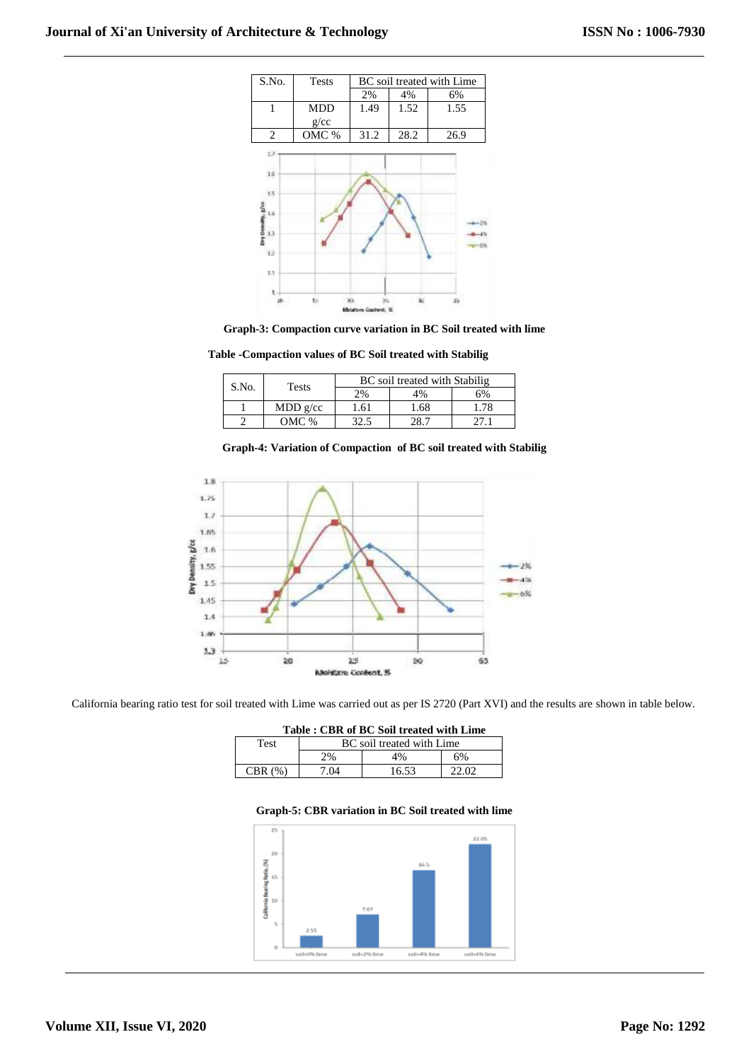| S.No. | Tests | BC soil treated with Lime | | |
|---|---|---|---|---|
| | | 2% | 4% | 6% |
| 1 | MDD g/cc | 1.49 | 1.52 | 1.55 |
| 2 | OMC % | 31.2 | 28.2 | 26.9 |

**Graph-3: Compaction curve variation in BC Soil treated with lime**

**Table -Compaction values of BC Soil treated with Stabilig**

| S.No. | Tests | BC soil treated with Stabilig | | |
|---|---|---|---|---|
| | | 2% | 4% | 6% |
| 1 | MDD g/cc | 1.61 | 1.68 | 1.78 |
| 2 | OMC % | 32.5 | 28.7 | 27.1 |

**Graph-4: Variation of Compaction of BC soil treated with Stabilig**

California bearing ratio test for soil treated with Lime was carried out as per IS 2720 (Part XVI) and the results are shown in table below.

**Table : CBR of BC Soil treated with Lime**

| Test | BC soil treated with Lime | | |
|---|---|---|---|
| | 2% | 4% | 6% |
| CBR (%) | 7.04 | 16.53 | 22.02 |

**Graph-5: CBR variation in BC Soil treated with lime**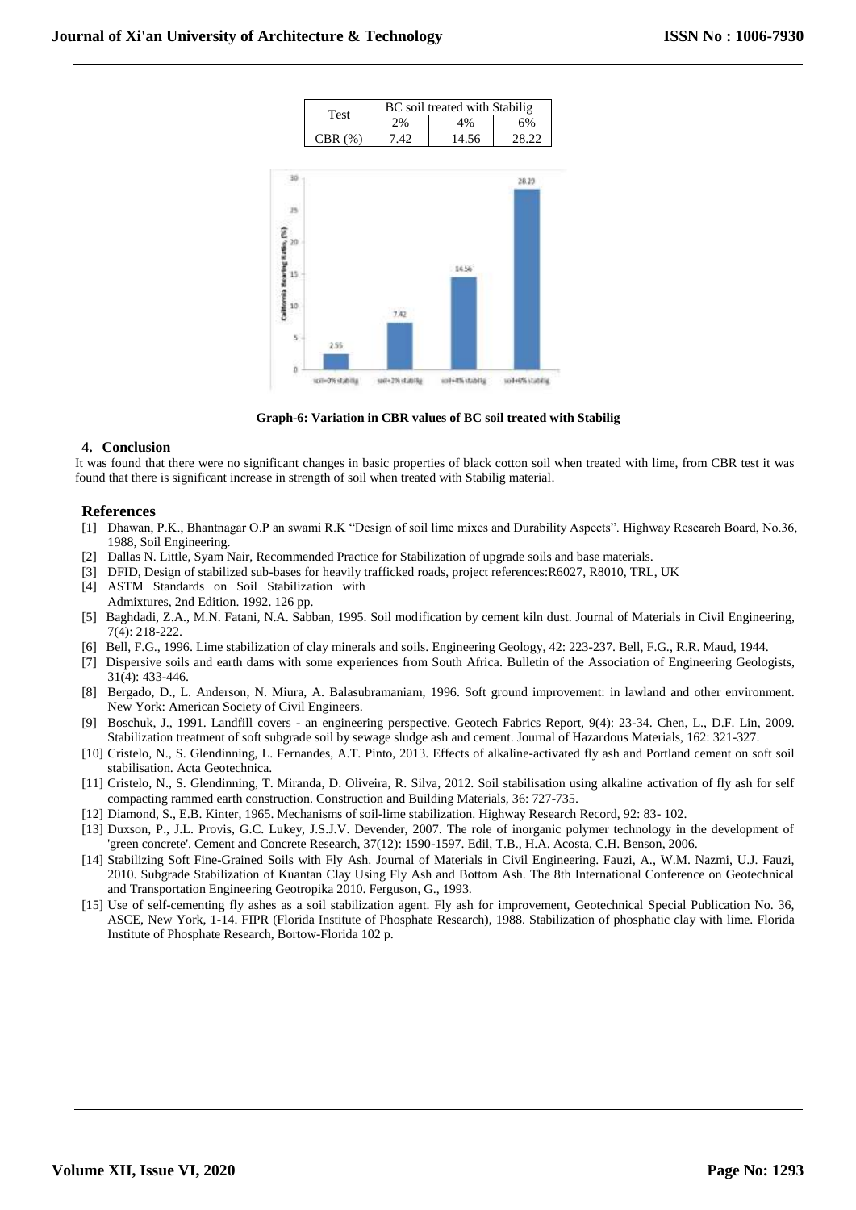| Test | BC soil treated with Stabilig | | |
|---|---|---|---|
| | 2% | 4% | 6% |
| CBR (%) | 7.42 | 14.56 | 28.22 |

California Bearing Ratio, (%)

30
25
20
15
10
5
0

2.55
7.42
14.56
28.20

soil+0% stabilig
soil+2% stabilig
soil+4% stabilig
soil+6% stabilig

**Graph-6: Variation in CBR values of BC soil treated with Stabilig**

## 4. Conclusion

It was found that there were no significant changes in basic properties of black cotton soil when treated with lime, from CBR test it was found that there is significant increase in strength of soil when treated with Stabilig material.

## References

[1] Dhawan, P.K., Bhantnagar O.P an swami R.K "Design of soil lime mixes and Durability Aspects". Highway Research Board, No.36, 1988, Soil Engineering.

[2] Dallas N. Little, Syam Nair, Recommended Practice for Stabilization of upgrade soils and base materials.

[3] DFID, Design of stabilized sub-bases for heavily trafficked roads, project references:R6027, R8010, TRL, UK

[4] ASTM Standards on Soil Stabilization with Admixtures, 2nd Edition. 1992. 126 pp.

[5] Baghdadi, Z.A., M.N. Fatani, N.A. Sabban, 1995. Soil modification by cement kiln dust. Journal of Materials in Civil Engineering, 7(4): 218-222.

[6] Bell, F.G., 1996. Lime stabilization of clay minerals and soils. Engineering Geology, 42: 223-237. Bell, F.G., R.R. Maud, 1944.

[7] Dispersive soils and earth dams with some experiences from South Africa. Bulletin of the Association of Engineering Geologists, 31(4): 433-446.

[8] Bergado, D., L. Anderson, N. Miura, A. Balasubramaniam, 1996. Soft ground improvement: in lawland and other environment. New York: American Society of Civil Engineers.

[9] Boschuk, J., 1991. Landfill covers - an engineering perspective. Geotech Fabrics Report, 9(4): 23-34. Chen, L., D.F. Lin, 2009. Stabilization treatment of soft subgrade soil by sewage sludge ash and cement. Journal of Hazardous Materials, 162: 321-327.

[10] Cristelo, N., S. Glendinning, L. Fernandes, A.T. Pinto, 2013. Effects of alkaline-activated fly ash and Portland cement on soft soil stabilisation. Acta Geotechnica.

[11] Cristelo, N., S. Glendinning, T. Miranda, D. Oliveira, R. Silva, 2012. Soil stabilisation using alkaline activation of fly ash for self compacting rammed earth construction. Construction and Building Materials, 36: 727-735.

[12] Diamond, S., E.B. Kinter, 1965. Mechanisms of soil-lime stabilization. Highway Research Record, 92: 83- 102.

[13] Duxson, P., J.L. Provis, G.C. Lukey, J.S.J.V. Devender, 2007. The role of inorganic polymer technology in the development of 'green concrete'. Cement and Concrete Research, 37(12): 1590-1597. Edil, T.B., H.A. Acosta, C.H. Benson, 2006.

[14] Stabilizing Soft Fine-Grained Soils with Fly Ash. Journal of Materials in Civil Engineering. Fauzi, A., W.M. Nazmi, U.J. Fauzi, 2010. Subgrade Stabilization of Kuantan Clay Using Fly Ash and Bottom Ash. The 8th International Conference on Geotechnical and Transportation Engineering Geotropika 2010. Ferguson, G., 1993.

[15] Use of self-cementing fly ashes as a soil stabilization agent. Fly ash for improvement, Geotechnical Special Publication No. 36, ASCE, New York, 1-14. FIPR (Florida Institute of Phosphate Research), 1988. Stabilization of phosphatic clay with lime. Florida Institute of Phosphate Research, Bortow-Florida 102 p.